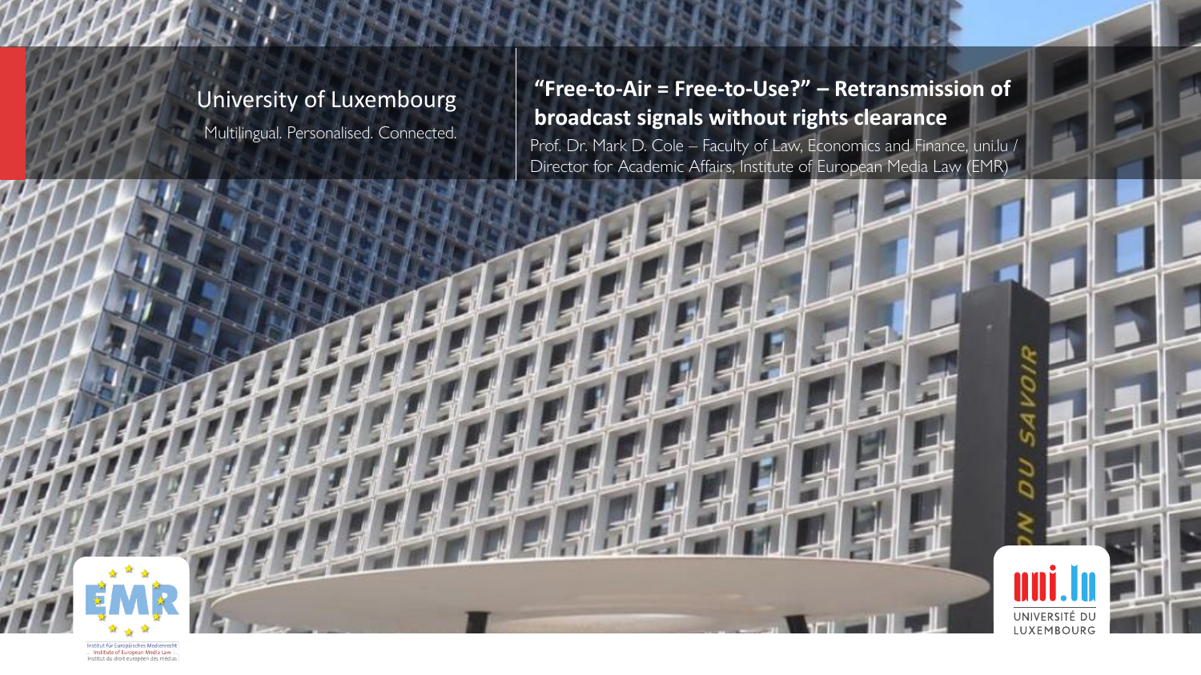University of Luxembourg

Multilingual. Personalised. Connected.

# "Free-to-Air = Free-to-Use?" – Retransmission of broadcast signals without rights clearance

Prof. Dr. Mark D. Cole – Faculty of Law, Economics and Finance, uni.lu / Director for Academic Affairs, Institute of European Media Law (EMR)

Institut für Europäisches Medienrecht
Institute of European Media Law
Institut du droit européen des médias

UNIVERSITÉ DU LUXEMBOURG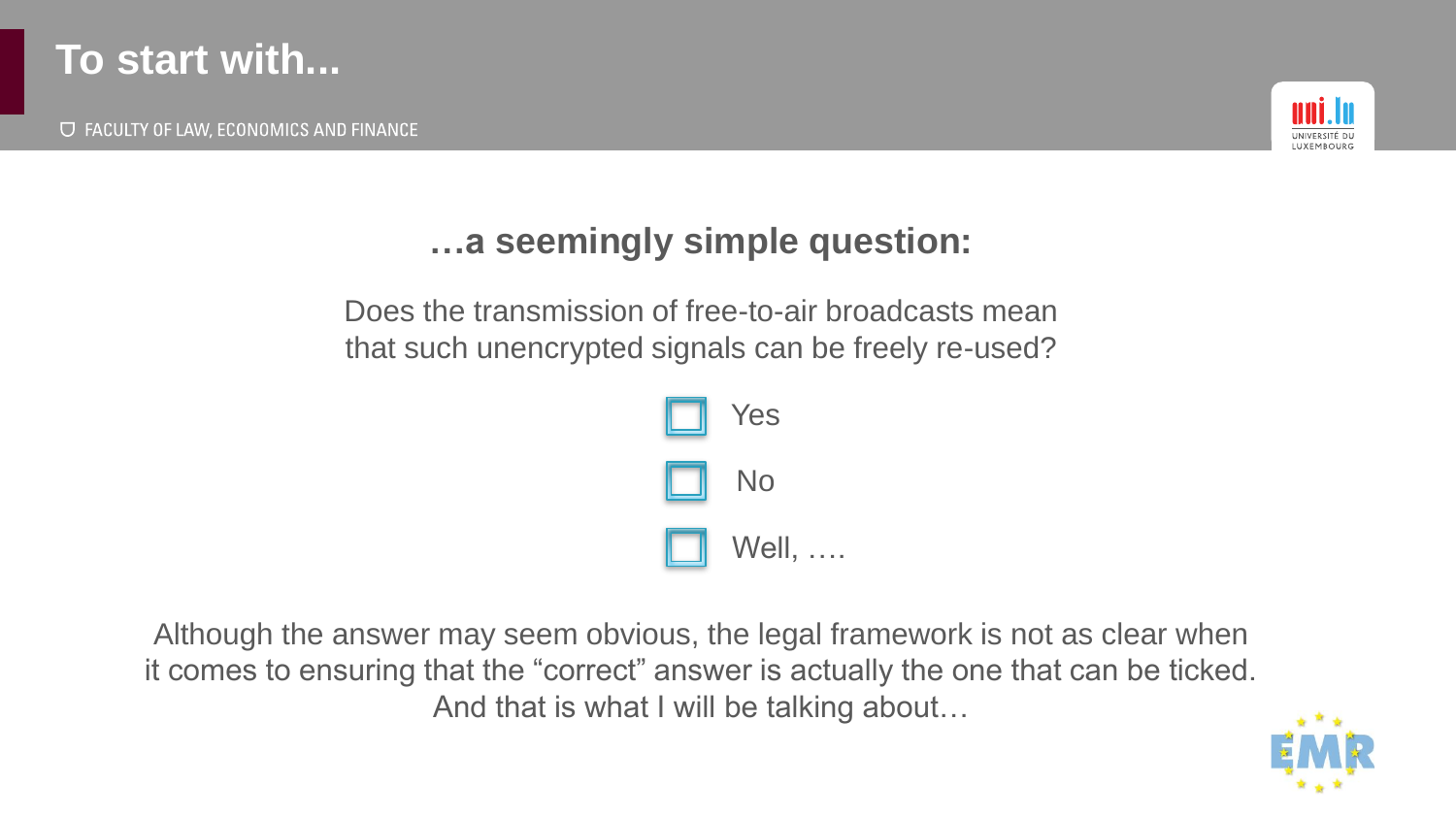# To start with...

## …a seemingly simple question:

Does the transmission of free-to-air broadcasts mean that such unencrypted signals can be freely re-used?

- [ ] Yes
- [ ] No
- [ ] Well, ….

Although the answer may seem obvious, the legal framework is not as clear when it comes to ensuring that the "correct" answer is actually the one that can be ticked. And that is what I will be talking about…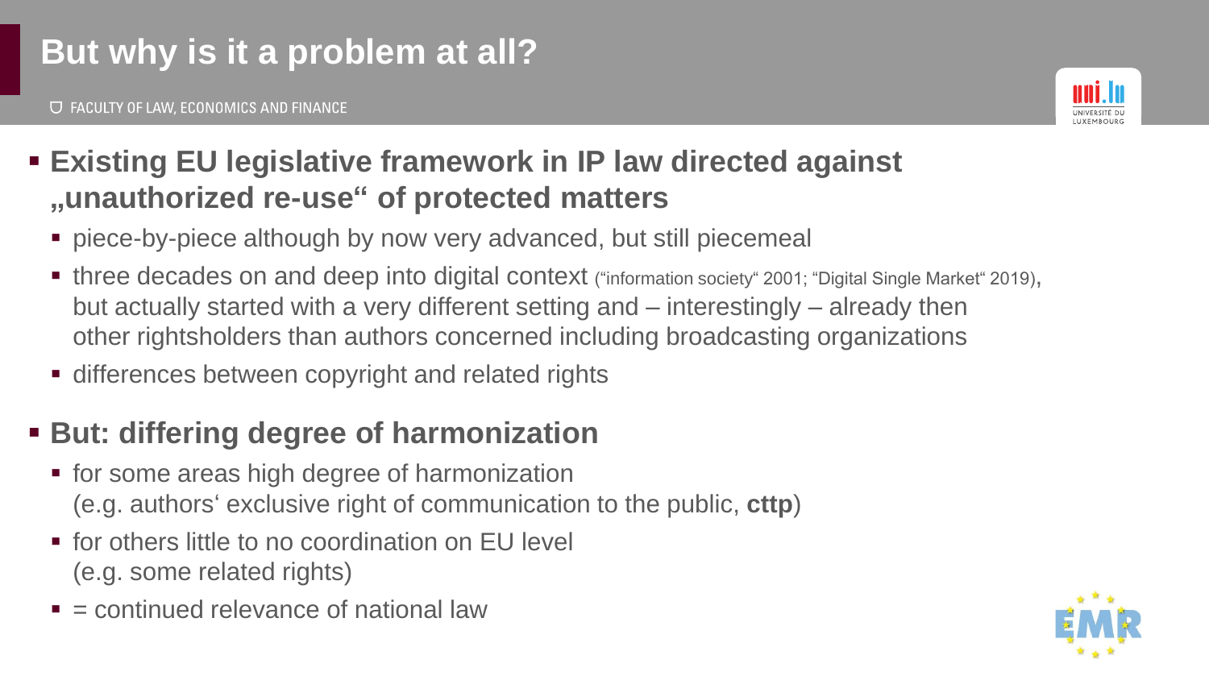# But why is it a problem at all?

- **Existing EU legislative framework in IP law directed against „unauthorized re-use“ of protected matters**
  - piece-by-piece although by now very advanced, but still piecemeal
  - three decades on and deep into digital context ("information society" 2001; "Digital Single Market" 2019), but actually started with a very different setting and – interestingly – already then other rightsholders than authors concerned including broadcasting organizations
  - differences between copyright and related rights
- **But: differing degree of harmonization**
  - for some areas high degree of harmonization (e.g. authors' exclusive right of communication to the public, **cttp**)
  - for others little to no coordination on EU level (e.g. some related rights)
  - = continued relevance of national law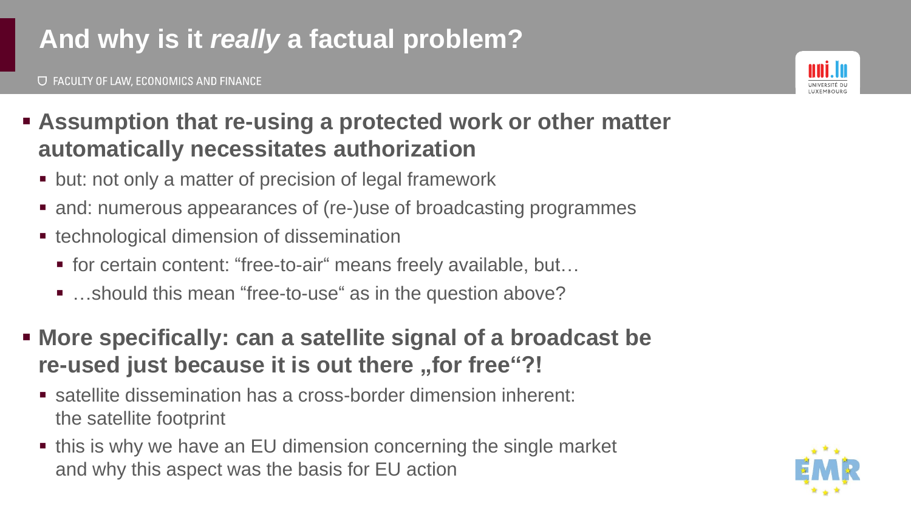# And why is it *really* a factual problem?

- **Assumption that re-using a protected work or other matter automatically necessitates authorization**
  - but: not only a matter of precision of legal framework
  - and: numerous appearances of (re-)use of broadcasting programmes
  - technological dimension of dissemination
    - for certain content: "free-to-air" means freely available, but…
    - …should this mean "free-to-use" as in the question above?
- **More specifically: can a satellite signal of a broadcast be re-used just because it is out there „for free"?!**
  - satellite dissemination has a cross-border dimension inherent: the satellite footprint
  - this is why we have an EU dimension concerning the single market and why this aspect was the basis for EU action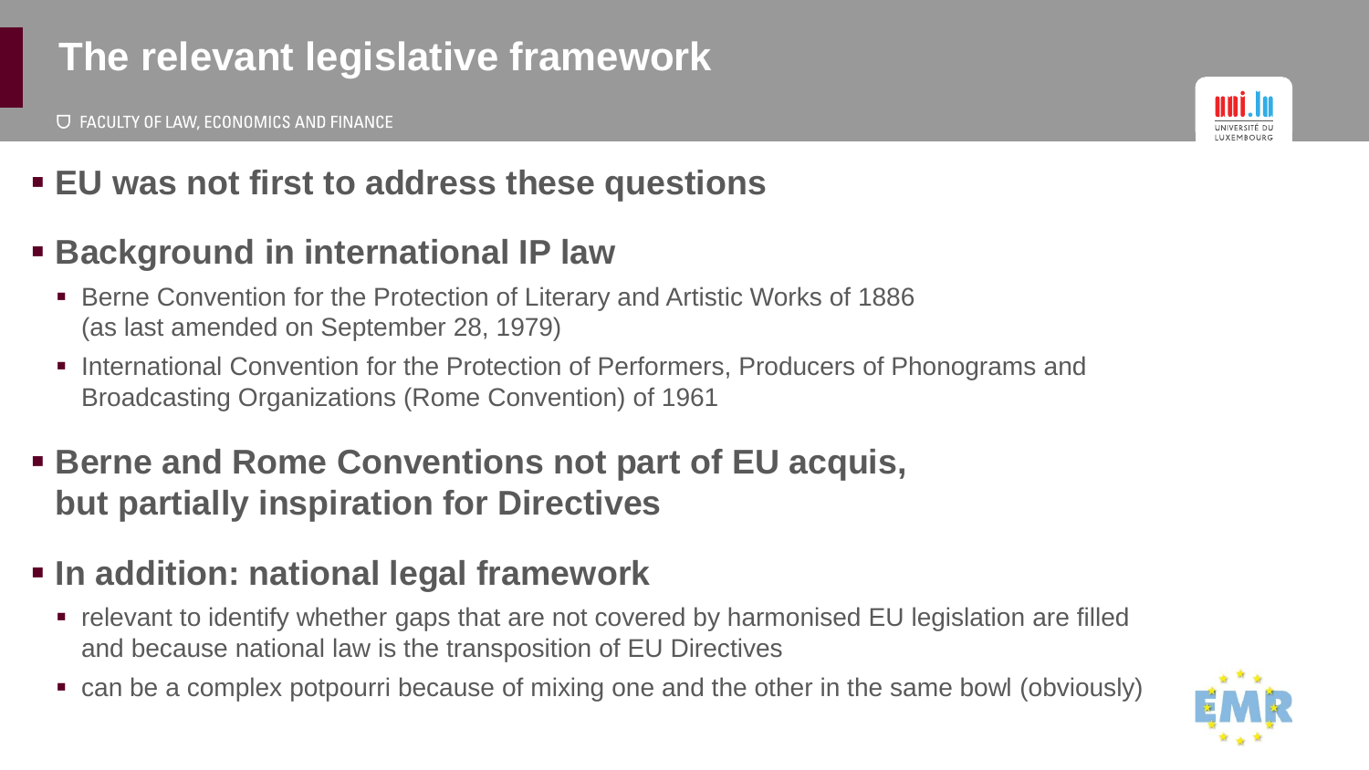# The relevant legislative framework

- **EU was not first to address these questions**
- **Background in international IP law**
  - Berne Convention for the Protection of Literary and Artistic Works of 1886 (as last amended on September 28, 1979)
  - International Convention for the Protection of Performers, Producers of Phonograms and Broadcasting Organizations (Rome Convention) of 1961
- **Berne and Rome Conventions not part of EU acquis, but partially inspiration for Directives**
- **In addition: national legal framework**
  - relevant to identify whether gaps that are not covered by harmonised EU legislation are filled and because national law is the transposition of EU Directives
  - can be a complex potpourri because of mixing one and the other in the same bowl (obviously)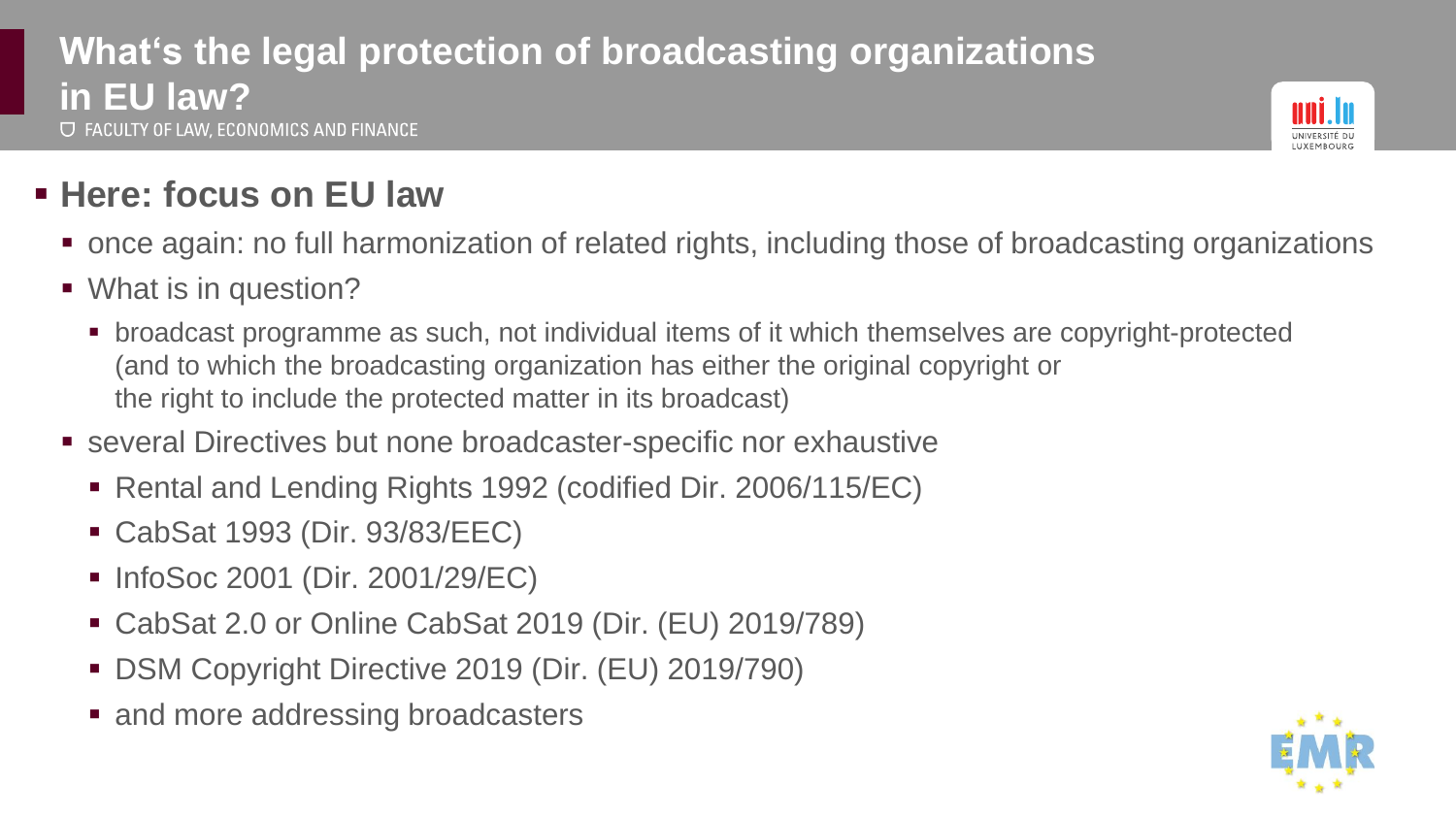# What's the legal protection of broadcasting organizations in EU law?

- **Here: focus on EU law**
  - once again: no full harmonization of related rights, including those of broadcasting organizations
  - What is in question?
    - broadcast programme as such, not individual items of it which themselves are copyright-protected (and to which the broadcasting organization has either the original copyright or the right to include the protected matter in its broadcast)
  - several Directives but none broadcaster-specific nor exhaustive
    - Rental and Lending Rights 1992 (codified Dir. 2006/115/EC)
    - CabSat 1993 (Dir. 93/83/EEC)
    - InfoSoc 2001 (Dir. 2001/29/EC)
    - CabSat 2.0 or Online CabSat 2019 (Dir. (EU) 2019/789)
    - DSM Copyright Directive 2019 (Dir. (EU) 2019/790)
    - and more addressing broadcasters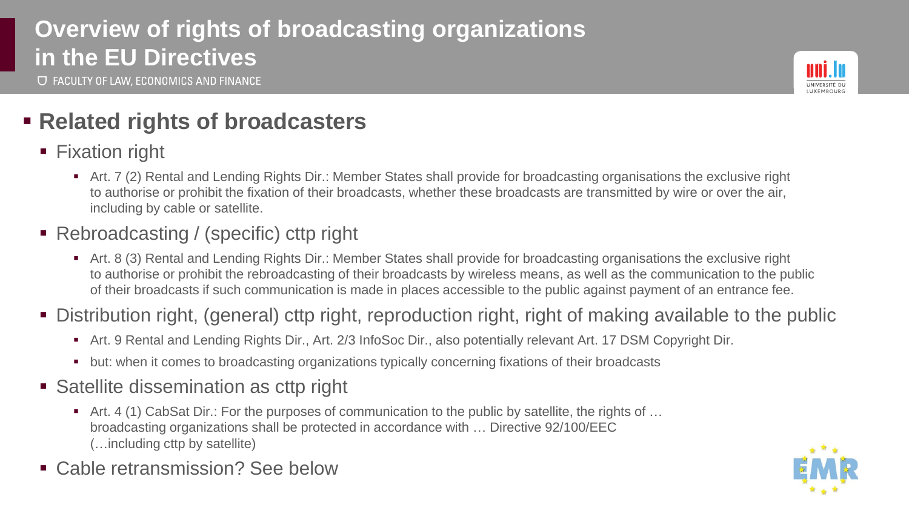# Overview of rights of broadcasting organizations in the EU Directives

- **Related rights of broadcasters**
  - Fixation right
    - Art. 7 (2) Rental and Lending Rights Dir.: Member States shall provide for broadcasting organisations the exclusive right to authorise or prohibit the fixation of their broadcasts, whether these broadcasts are transmitted by wire or over the air, including by cable or satellite.
  - Rebroadcasting / (specific) cttp right
    - Art. 8 (3) Rental and Lending Rights Dir.: Member States shall provide for broadcasting organisations the exclusive right to authorise or prohibit the rebroadcasting of their broadcasts by wireless means, as well as the communication to the public of their broadcasts if such communication is made in places accessible to the public against payment of an entrance fee.
  - Distribution right, (general) cttp right, reproduction right, right of making available to the public
    - Art. 9 Rental and Lending Rights Dir., Art. 2/3 InfoSoc Dir., also potentially relevant Art. 17 DSM Copyright Dir.
    - but: when it comes to broadcasting organizations typically concerning fixations of their broadcasts
  - Satellite dissemination as cttp right
    - Art. 4 (1) CabSat Dir.: For the purposes of communication to the public by satellite, the rights of … broadcasting organizations shall be protected in accordance with … Directive 92/100/EEC (…including cttp by satellite)
  - Cable retransmission? See below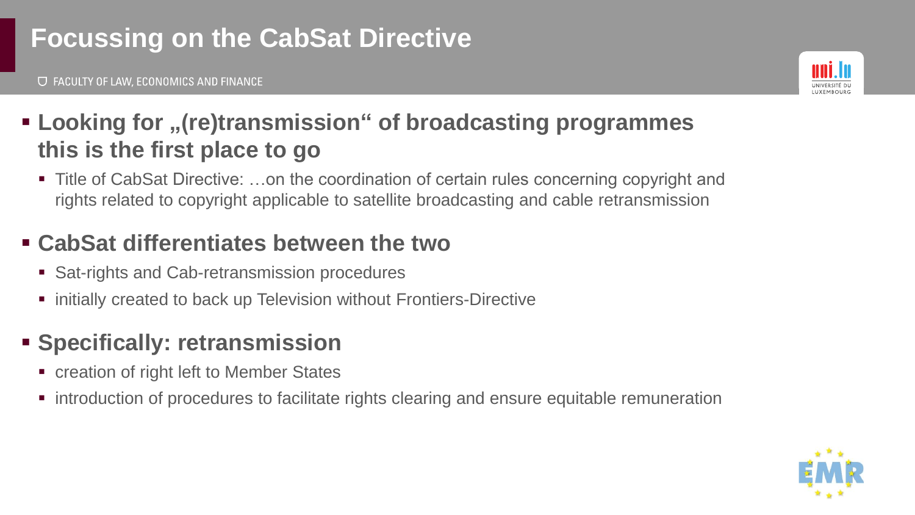# Focussing on the CabSat Directive

- **Looking for „(re)transmission“ of broadcasting programmes this is the first place to go**
  - Title of CabSat Directive: …on the coordination of certain rules concerning copyright and rights related to copyright applicable to satellite broadcasting and cable retransmission
- **CabSat differentiates between the two**
  - Sat-rights and Cab-retransmission procedures
  - initially created to back up Television without Frontiers-Directive
- **Specifically: retransmission**
  - creation of right left to Member States
  - introduction of procedures to facilitate rights clearing and ensure equitable remuneration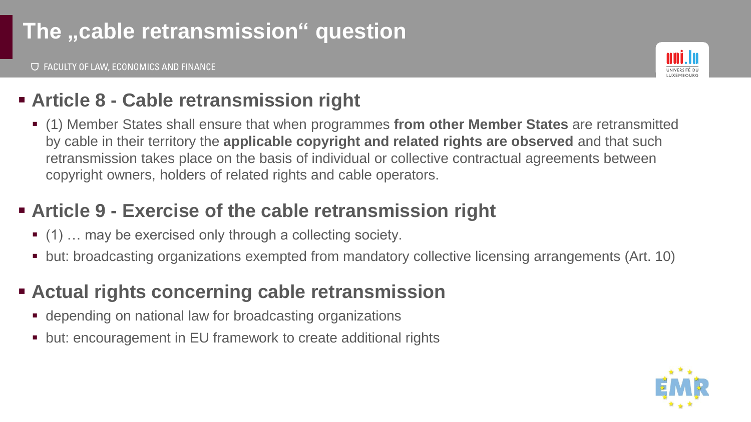# The „cable retransmission" question

- **Article 8 - Cable retransmission right**
  - (1) Member States shall ensure that when programmes **from other Member States** are retransmitted by cable in their territory the **applicable copyright and related rights are observed** and that such retransmission takes place on the basis of individual or collective contractual agreements between copyright owners, holders of related rights and cable operators.
- **Article 9 - Exercise of the cable retransmission right**
  - (1) … may be exercised only through a collecting society.
  - but: broadcasting organizations exempted from mandatory collective licensing arrangements (Art. 10)
- **Actual rights concerning cable retransmission**
  - depending on national law for broadcasting organizations
  - but: encouragement in EU framework to create additional rights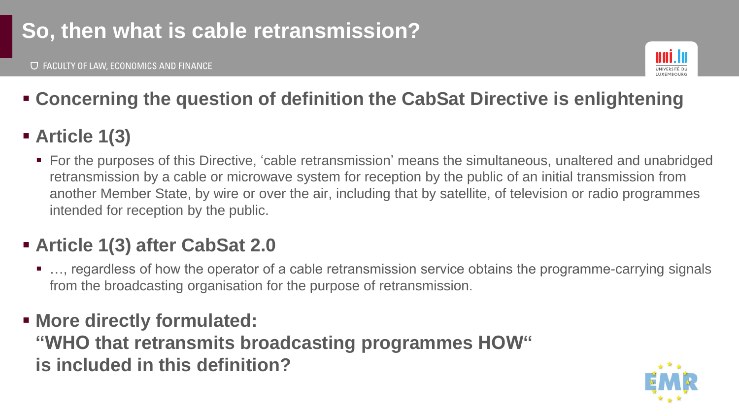# So, then what is cable retransmission?

- **Concerning the question of definition the CabSat Directive is enlightening**
- **Article 1(3)**
  - For the purposes of this Directive, 'cable retransmission' means the simultaneous, unaltered and unabridged retransmission by a cable or microwave system for reception by the public of an initial transmission from another Member State, by wire or over the air, including that by satellite, of television or radio programmes intended for reception by the public.
- **Article 1(3) after CabSat 2.0**
  - …, regardless of how the operator of a cable retransmission service obtains the programme-carrying signals from the broadcasting organisation for the purpose of retransmission.
- **More directly formulated:**
  **"WHO that retransmits broadcasting programmes HOW"**
  **is included in this definition?**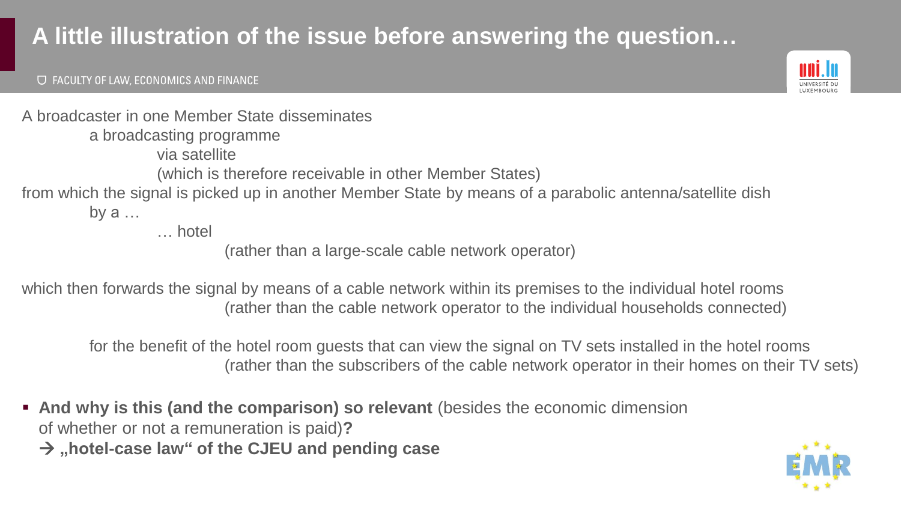# A little illustration of the issue before answering the question…

A broadcaster in one Member State disseminates

a broadcasting programme

via satellite

(which is therefore receivable in other Member States)

from which the signal is picked up in another Member State by means of a parabolic antenna/satellite dish

by a …

… hotel

(rather than a large-scale cable network operator)

which then forwards the signal by means of a cable network within its premises to the individual hotel rooms

(rather than the cable network operator to the individual households connected)

for the benefit of the hotel room guests that can view the signal on TV sets installed in the hotel rooms

(rather than the subscribers of the cable network operator in their homes on their TV sets)

- **And why is this (and the comparison) so relevant** (besides the economic dimension of whether or not a remuneration is paid)**?**
  **→ „hotel-case law" of the CJEU and pending case**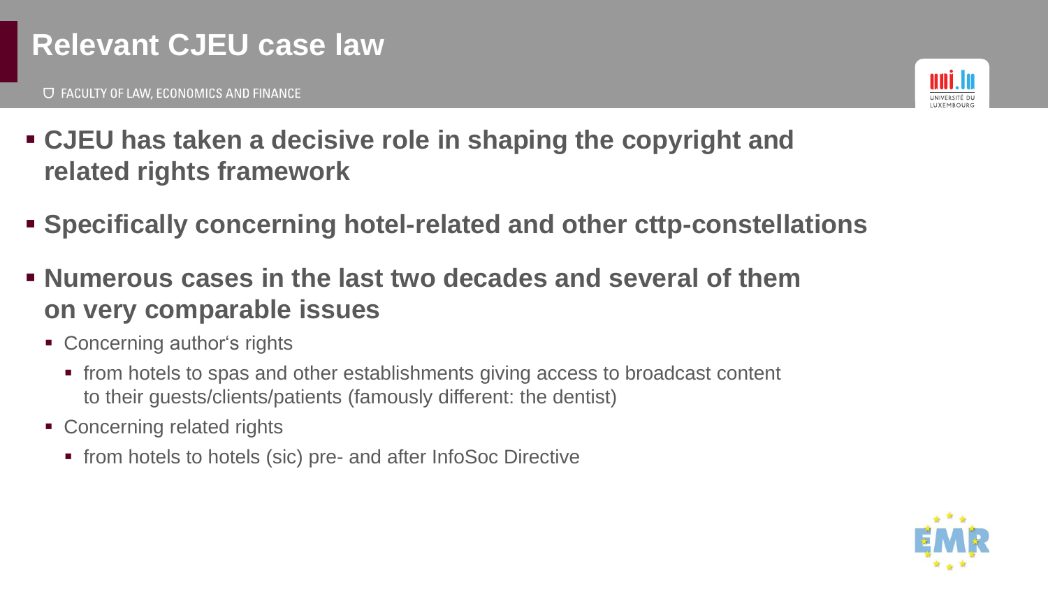# Relevant CJEU case law

- **CJEU has taken a decisive role in shaping the copyright and related rights framework**
- **Specifically concerning hotel-related and other cttp-constellations**
- **Numerous cases in the last two decades and several of them on very comparable issues**
  - Concerning author‘s rights
    - from hotels to spas and other establishments giving access to broadcast content to their guests/clients/patients (famously different: the dentist)
  - Concerning related rights
    - from hotels to hotels (sic) pre- and after InfoSoc Directive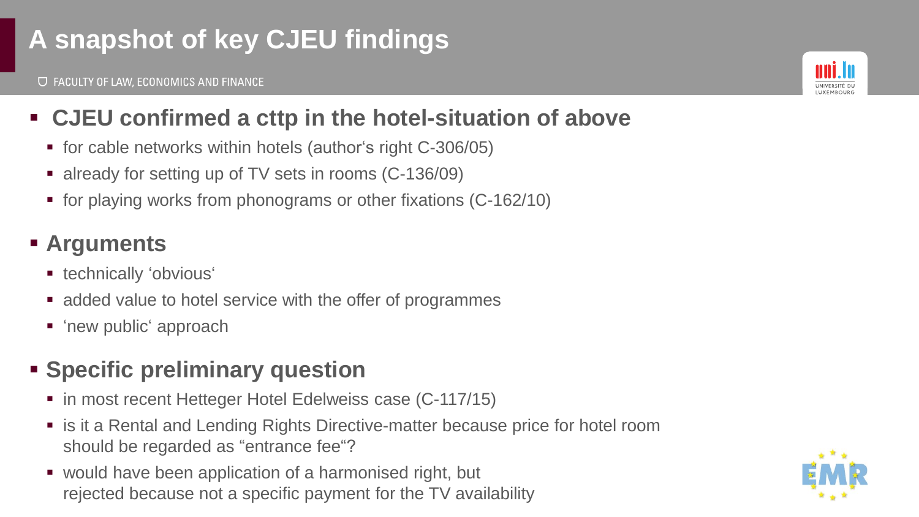# A snapshot of key CJEU findings

FACULTY OF LAW, ECONOMICS AND FINANCE

- **CJEU confirmed a cttp in the hotel-situation of above**
  - for cable networks within hotels (author‘s right C-306/05)
  - already for setting up of TV sets in rooms (C-136/09)
  - for playing works from phonograms or other fixations (C-162/10)
- **Arguments**
  - technically ‘obvious‘
  - added value to hotel service with the offer of programmes
  - ‘new public‘ approach
- **Specific preliminary question**
  - in most recent Hetteger Hotel Edelweiss case (C-117/15)
  - is it a Rental and Lending Rights Directive-matter because price for hotel room should be regarded as “entrance fee“?
  - would have been application of a harmonised right, but rejected because not a specific payment for the TV availability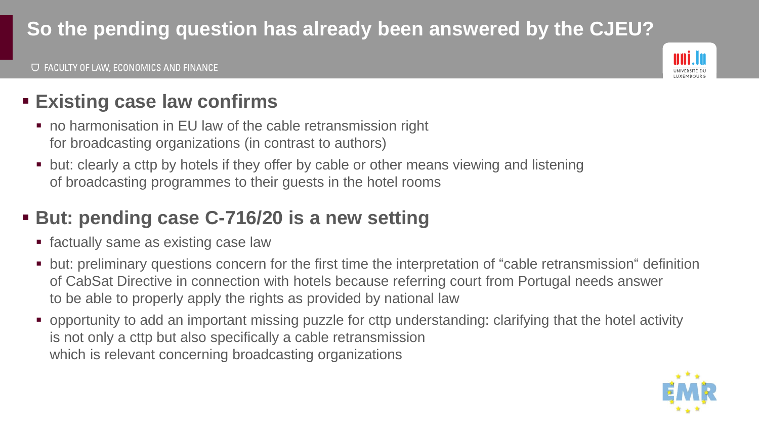# So the pending question has already been answered by the CJEU?

- **Existing case law confirms**
  - no harmonisation in EU law of the cable retransmission right for broadcasting organizations (in contrast to authors)
  - but: clearly a cttp by hotels if they offer by cable or other means viewing and listening of broadcasting programmes to their guests in the hotel rooms

- **But: pending case C-716/20 is a new setting**
  - factually same as existing case law
  - but: preliminary questions concern for the first time the interpretation of "cable retransmission" definition of CabSat Directive in connection with hotels because referring court from Portugal needs answer to be able to properly apply the rights as provided by national law
  - opportunity to add an important missing puzzle for cttp understanding: clarifying that the hotel activity is not only a cttp but also specifically a cable retransmission which is relevant concerning broadcasting organizations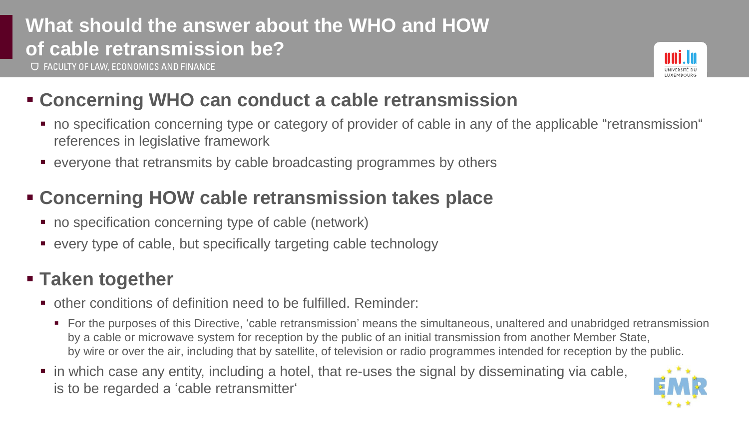# What should the answer about the WHO and HOW of cable retransmission be?

## Concerning WHO can conduct a cable retransmission

- no specification concerning type or category of provider of cable in any of the applicable "retransmission" references in legislative framework
- everyone that retransmits by cable broadcasting programmes by others

## Concerning HOW cable retransmission takes place

- no specification concerning type of cable (network)
- every type of cable, but specifically targeting cable technology

## Taken together

- other conditions of definition need to be fulfilled. Reminder:
  - For the purposes of this Directive, 'cable retransmission' means the simultaneous, unaltered and unabridged retransmission by a cable or microwave system for reception by the public of an initial transmission from another Member State, by wire or over the air, including that by satellite, of television or radio programmes intended for reception by the public.
- in which case any entity, including a hotel, that re-uses the signal by disseminating via cable, is to be regarded a 'cable retransmitter'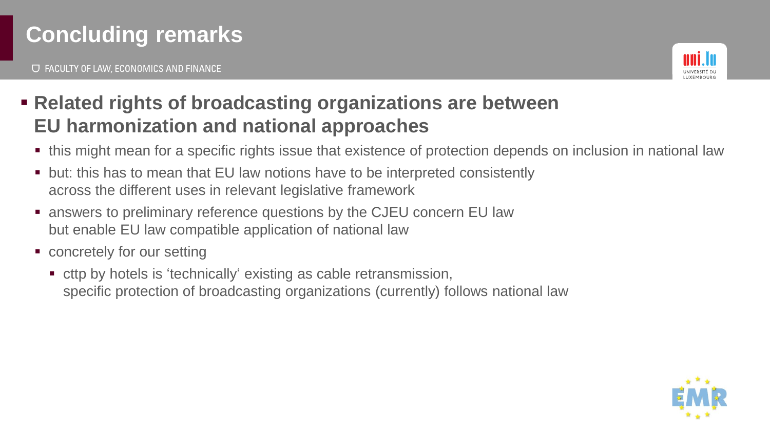# Concluding remarks

- **Related rights of broadcasting organizations are between EU harmonization and national approaches**
  - this might mean for a specific rights issue that existence of protection depends on inclusion in national law
  - but: this has to mean that EU law notions have to be interpreted consistently across the different uses in relevant legislative framework
  - answers to preliminary reference questions by the CJEU concern EU law but enable EU law compatible application of national law
  - concretely for our setting
    - cttp by hotels is 'technically' existing as cable retransmission, specific protection of broadcasting organizations (currently) follows national law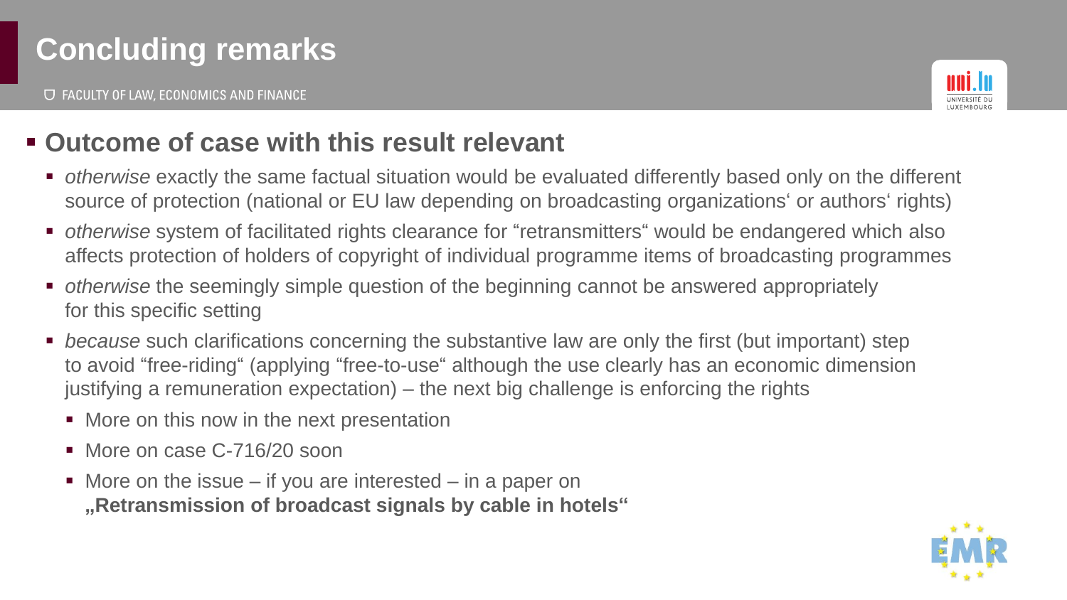# Concluding remarks

- **Outcome of case with this result relevant**
  - *otherwise* exactly the same factual situation would be evaluated differently based only on the different source of protection (national or EU law depending on broadcasting organizations‘ or authors‘ rights)
  - *otherwise* system of facilitated rights clearance for "retransmitters" would be endangered which also affects protection of holders of copyright of individual programme items of broadcasting programmes
  - *otherwise* the seemingly simple question of the beginning cannot be answered appropriately for this specific setting
  - *because* such clarifications concerning the substantive law are only the first (but important) step to avoid "free-riding" (applying "free-to-use" although the use clearly has an economic dimension justifying a remuneration expectation) – the next big challenge is enforcing the rights
    - More on this now in the next presentation
    - More on case C-716/20 soon
    - More on the issue – if you are interested – in a paper on **„Retransmission of broadcast signals by cable in hotels"**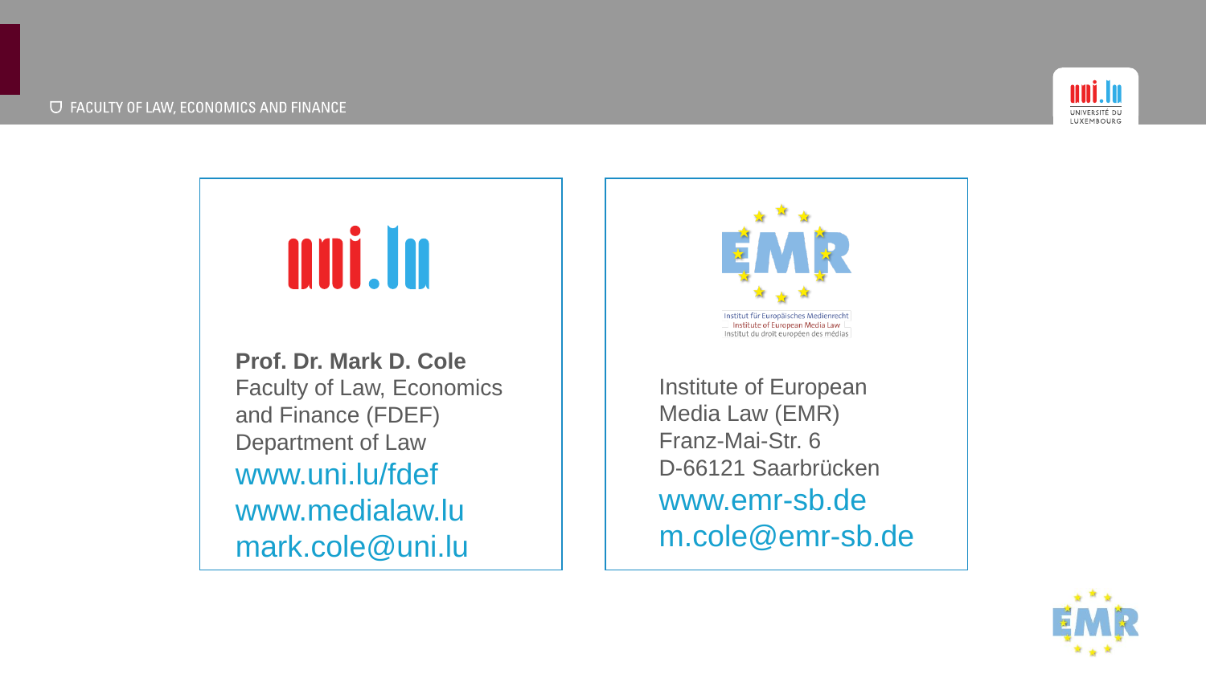**Prof. Dr. Mark D. Cole**
Faculty of Law, Economics and Finance (FDEF)
Department of Law
www.uni.lu/fdef
www.medialaw.lu
mark.cole@uni.lu

Institut für Europäisches Medienrecht
Institute of European Media Law
Institut du droit européen des médias

Institute of European Media Law (EMR)
Franz-Mai-Str. 6
D-66121 Saarbrücken
www.emr-sb.de
m.cole@emr-sb.de